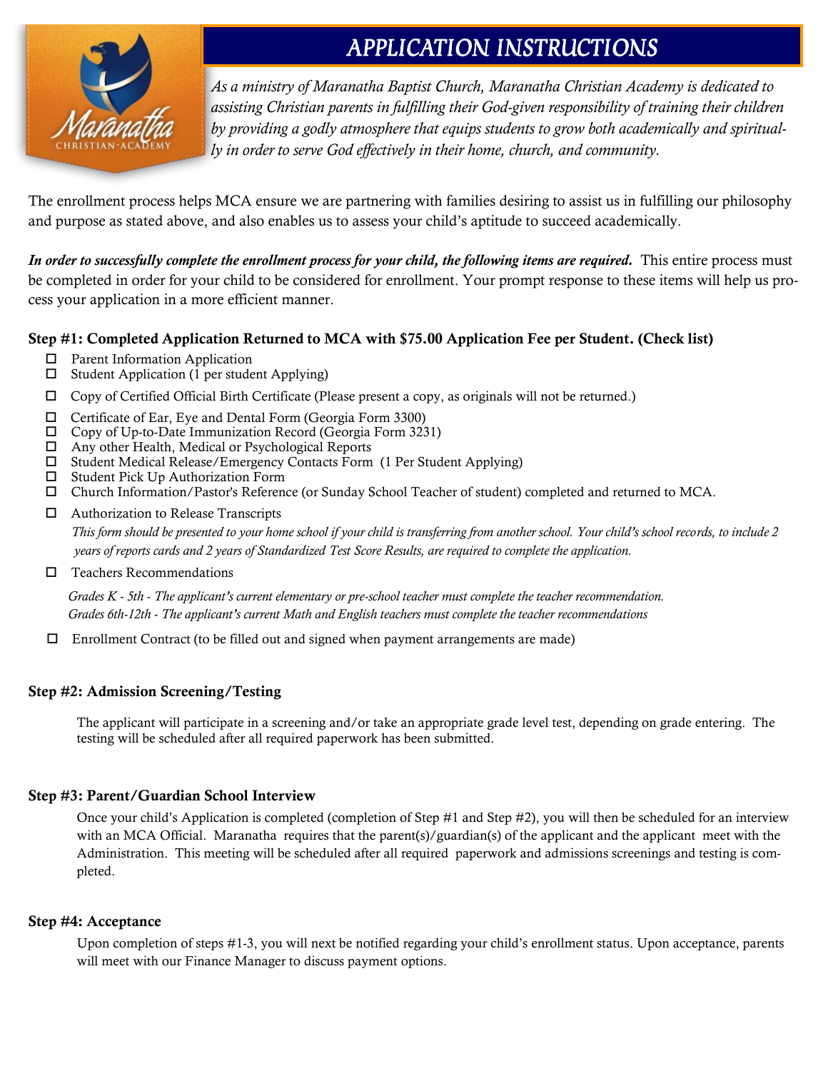# APPLICATION INSTRUCTIONS

*As a ministry of Maranatha Baptist Church, Maranatha Christian Academy is dedicated to assisting Christian parents in fulfilling their God-given responsibility of training their children by providing a godly atmosphere that equips students to grow both academically and spiritually in order to serve God effectively in their home, church, and community.*

The enrollment process helps MCA ensure we are partnering with families desiring to assist us in fulfilling our philosophy and purpose as stated above, and also enables us to assess your child's aptitude to succeed academically.

***In order to successfully complete the enrollment process for your child, the following items are required.*** This entire process must be completed in order for your child to be considered for enrollment. Your prompt response to these items will help us process your application in a more efficient manner.

### Step #1: Completed Application Returned to MCA with $75.00 Application Fee per Student. (Check list)

- ☐ Parent Information Application
- ☐ Student Application (1 per student Applying)
- ☐ Copy of Certified Official Birth Certificate (Please present a copy, as originals will not be returned.)
- ☐ Certificate of Ear, Eye and Dental Form (Georgia Form 3300)
- ☐ Copy of Up-to-Date Immunization Record (Georgia Form 3231)
- ☐ Any other Health, Medical or Psychological Reports
- ☐ Student Medical Release/Emergency Contacts Form (1 Per Student Applying)
- ☐ Student Pick Up Authorization Form
- ☐ Church Information/Pastor's Reference (or Sunday School Teacher of student) completed and returned to MCA.
- ☐ Authorization to Release Transcripts

  *This form should be presented to your home school if your child is transferring from another school. Your child's school records, to include 2 years of reports cards and 2 years of Standardized Test Score Results, are required to complete the application.*
- ☐ Teachers Recommendations

  *Grades K - 5th - The applicant's current elementary or pre-school teacher must complete the teacher recommendation.*
  *Grades 6th-12th - The applicant's current Math and English teachers must complete the teacher recommendations*
- ☐ Enrollment Contract (to be filled out and signed when payment arrangements are made)

### Step #2: Admission Screening/Testing

The applicant will participate in a screening and/or take an appropriate grade level test, depending on grade entering. The testing will be scheduled after all required paperwork has been submitted.

### Step #3: Parent/Guardian School Interview

Once your child's Application is completed (completion of Step #1 and Step #2), you will then be scheduled for an interview with an MCA Official. Maranatha requires that the parent(s)/guardian(s) of the applicant and the applicant meet with the Administration. This meeting will be scheduled after all required paperwork and admissions screenings and testing is completed.

### Step #4: Acceptance

Upon completion of steps #1-3, you will next be notified regarding your child's enrollment status. Upon acceptance, parents will meet with our Finance Manager to discuss payment options.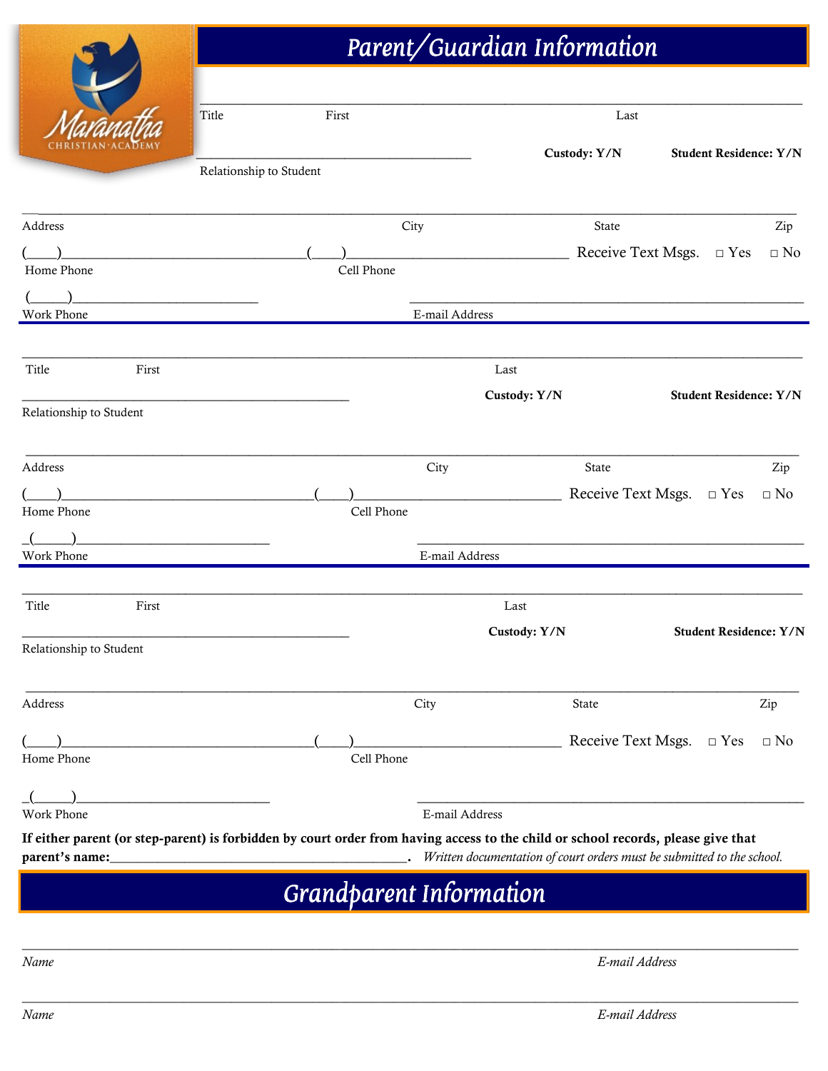# Parent/Guardian Information

______________________________________________________________________________

Title First Last

________________________________________ **Custody: Y/N** **Student Residence: Y/N**

Relationship to Student

______________________________________________________________________________

Address City State Zip

(____)________________________________(____)____________________________ Receive Text Msgs. □ Yes □ No

Home Phone Cell Phone

(_____)_________________________ ______________________________________________

Work Phone E-mail Address

---

______________________________________________________________________________

Title First Last

______________________________________________ **Custody: Y/N** **Student Residence: Y/N**

Relationship to Student

______________________________________________________________________________

Address City State Zip

(____)________________________________(____)____________________________ Receive Text Msgs. □ Yes □ No

Home Phone Cell Phone

_(_____)_________________________ ______________________________________________

Work Phone E-mail Address

---

______________________________________________________________________________

Title First Last

______________________________________________ **Custody: Y/N** **Student Residence: Y/N**

Relationship to Student

______________________________________________________________________________

Address City State Zip

(____)________________________________(____)____________________________ Receive Text Msgs. □ Yes □ No

Home Phone Cell Phone

_(_____)_________________________ ______________________________________________

Work Phone E-mail Address

**If either parent (or step-parent) is forbidden by court order from having access to the child or school records, please give that parent's name:__________________________________________.** *Written documentation of court orders must be submitted to the school.*

# Grandparent Information

______________________________________________________________________________

*Name* *E-mail Address*

______________________________________________________________________________

*Name* *E-mail Address*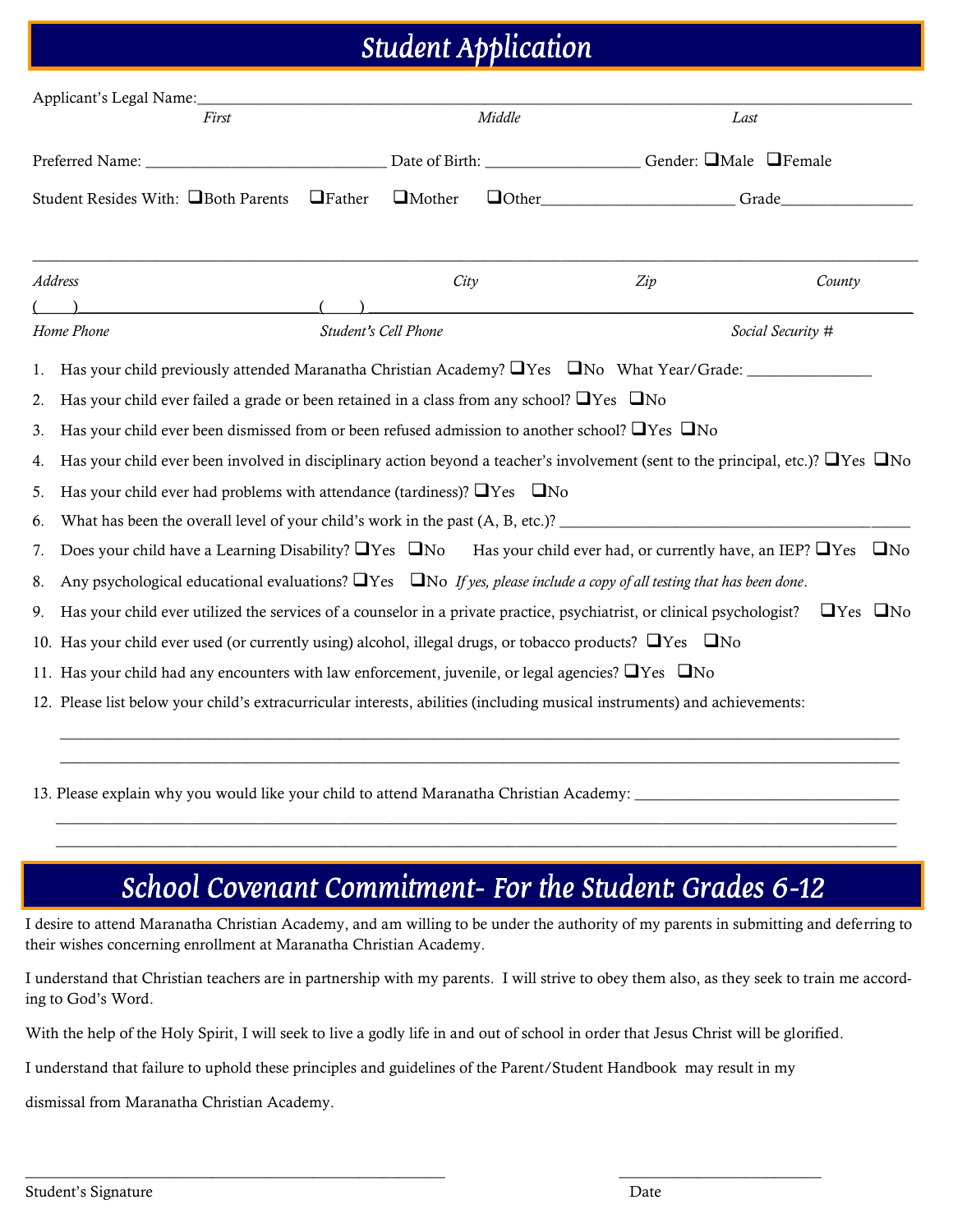# Student Application

Applicant's Legal Name:\_\_\_\_\_\_\_\_\_\_\_\_\_\_\_\_\_\_\_\_\_\_\_\_\_\_\_\_\_\_\_\_\_\_\_\_\_\_\_\_\_\_\_\_\_\_\_\_\_\_\_\_\_\_\_\_\_\_\_\_\_\_\_\_\_\_\_\_\_\_\_\_\_\_\_\_

*First* *Middle* *Last*

Preferred Name: \_\_\_\_\_\_\_\_\_\_\_\_\_\_\_\_\_\_\_\_\_\_\_\_\_\_\_\_ Date of Birth: \_\_\_\_\_\_\_\_\_\_\_\_\_\_\_\_\_\_ Gender: ❑Male ❑Female

Student Resides With: ❑Both Parents ❑Father ❑Mother ❑Other\_\_\_\_\_\_\_\_\_\_\_\_\_\_\_\_\_\_\_\_\_\_ Grade\_\_\_\_\_\_\_\_\_\_\_\_\_\_\_\_

\_\_\_\_\_\_\_\_\_\_\_\_\_\_\_\_\_\_\_\_\_\_\_\_\_\_\_\_\_\_\_\_\_\_\_\_\_\_\_\_\_\_\_\_\_\_\_\_\_\_\_\_\_\_\_\_\_\_\_\_\_\_\_\_\_\_\_\_\_\_\_\_\_\_\_\_\_\_\_\_\_\_\_\_\_\_\_\_\_\_\_\_\_\_

*Address* *City* *Zip* *County*

( )\_\_\_\_\_\_\_\_\_\_\_\_\_\_\_\_\_\_\_\_\_\_\_\_\_\_\_ ( ) \_\_\_\_\_\_\_\_\_\_\_\_\_\_\_\_\_\_\_\_\_\_\_\_\_\_\_\_\_\_\_\_\_\_\_\_\_\_\_\_\_\_\_\_\_\_\_\_\_\_\_\_\_\_\_\_\_\_\_\_

*Home Phone* *Student's Cell Phone* *Social Security #*

1. Has your child previously attended Maranatha Christian Academy? ❑Yes ❑No What Year/Grade: \_\_\_\_\_\_\_\_\_\_\_\_\_\_\_
2. Has your child ever failed a grade or been retained in a class from any school? ❑Yes ❑No
3. Has your child ever been dismissed from or been refused admission to another school? ❑Yes ❑No
4. Has your child ever been involved in disciplinary action beyond a teacher's involvement (sent to the principal, etc.)? ❑Yes ❑No
5. Has your child ever had problems with attendance (tardiness)? ❑Yes ❑No
6. What has been the overall level of your child's work in the past (A, B, etc.)? \_\_\_\_\_\_\_\_\_\_\_\_\_\_\_\_\_\_\_\_\_\_\_\_\_\_\_\_\_\_\_\_\_\_\_\_\_\_\_\_\_\_
7. Does your child have a Learning Disability? ❑Yes ❑No Has your child ever had, or currently have, an IEP? ❑Yes ❑No
8. Any psychological educational evaluations? ❑Yes ❑No *If yes, please include a copy of all testing that has been done*.
9. Has your child ever utilized the services of a counselor in a private practice, psychiatrist, or clinical psychologist? ❑Yes ❑No
10. Has your child ever used (or currently using) alcohol, illegal drugs, or tobacco products? ❑Yes ❑No
11. Has your child had any encounters with law enforcement, juvenile, or legal agencies? ❑Yes ❑No
12. Please list below your child's extracurricular interests, abilities (including musical instruments) and achievements:

    \_\_\_\_\_\_\_\_\_\_\_\_\_\_\_\_\_\_\_\_\_\_\_\_\_\_\_\_\_\_\_\_\_\_\_\_\_\_\_\_\_\_\_\_\_\_\_\_\_\_\_\_\_\_\_\_\_\_\_\_\_\_\_\_\_\_\_\_\_\_\_\_\_\_\_\_\_\_\_\_\_\_\_\_\_\_\_\_\_\_\_\_

    \_\_\_\_\_\_\_\_\_\_\_\_\_\_\_\_\_\_\_\_\_\_\_\_\_\_\_\_\_\_\_\_\_\_\_\_\_\_\_\_\_\_\_\_\_\_\_\_\_\_\_\_\_\_\_\_\_\_\_\_\_\_\_\_\_\_\_\_\_\_\_\_\_\_\_\_\_\_\_\_\_\_\_\_\_\_\_\_\_\_\_\_

13. Please explain why you would like your child to attend Maranatha Christian Academy: \_\_\_\_\_\_\_\_\_\_\_\_\_\_\_\_\_\_\_\_\_\_\_\_\_\_\_\_\_\_\_\_

    \_\_\_\_\_\_\_\_\_\_\_\_\_\_\_\_\_\_\_\_\_\_\_\_\_\_\_\_\_\_\_\_\_\_\_\_\_\_\_\_\_\_\_\_\_\_\_\_\_\_\_\_\_\_\_\_\_\_\_\_\_\_\_\_\_\_\_\_\_\_\_\_\_\_\_\_\_\_\_\_\_\_\_\_\_\_\_\_\_\_\_\_

    \_\_\_\_\_\_\_\_\_\_\_\_\_\_\_\_\_\_\_\_\_\_\_\_\_\_\_\_\_\_\_\_\_\_\_\_\_\_\_\_\_\_\_\_\_\_\_\_\_\_\_\_\_\_\_\_\_\_\_\_\_\_\_\_\_\_\_\_\_\_\_\_\_\_\_\_\_\_\_\_\_\_\_\_\_\_\_\_\_\_\_\_

# School Covenant Commitment- For the Student: Grades 6-12

I desire to attend Maranatha Christian Academy, and am willing to be under the authority of my parents in submitting and deferring to their wishes concerning enrollment at Maranatha Christian Academy.

I understand that Christian teachers are in partnership with my parents. I will strive to obey them also, as they seek to train me according to God's Word.

With the help of the Holy Spirit, I will seek to live a godly life in and out of school in order that Jesus Christ will be glorified.

I understand that failure to uphold these principles and guidelines of the Parent/Student Handbook may result in my

dismissal from Maranatha Christian Academy.

\_\_\_\_\_\_\_\_\_\_\_\_\_\_\_\_\_\_\_\_\_\_\_\_\_\_\_\_\_\_\_\_\_\_\_\_\_\_\_\_\_\_\_\_\_\_ \_\_\_\_\_\_\_\_\_\_\_\_\_\_\_\_\_\_\_\_\_\_\_\_

Student's Signature Date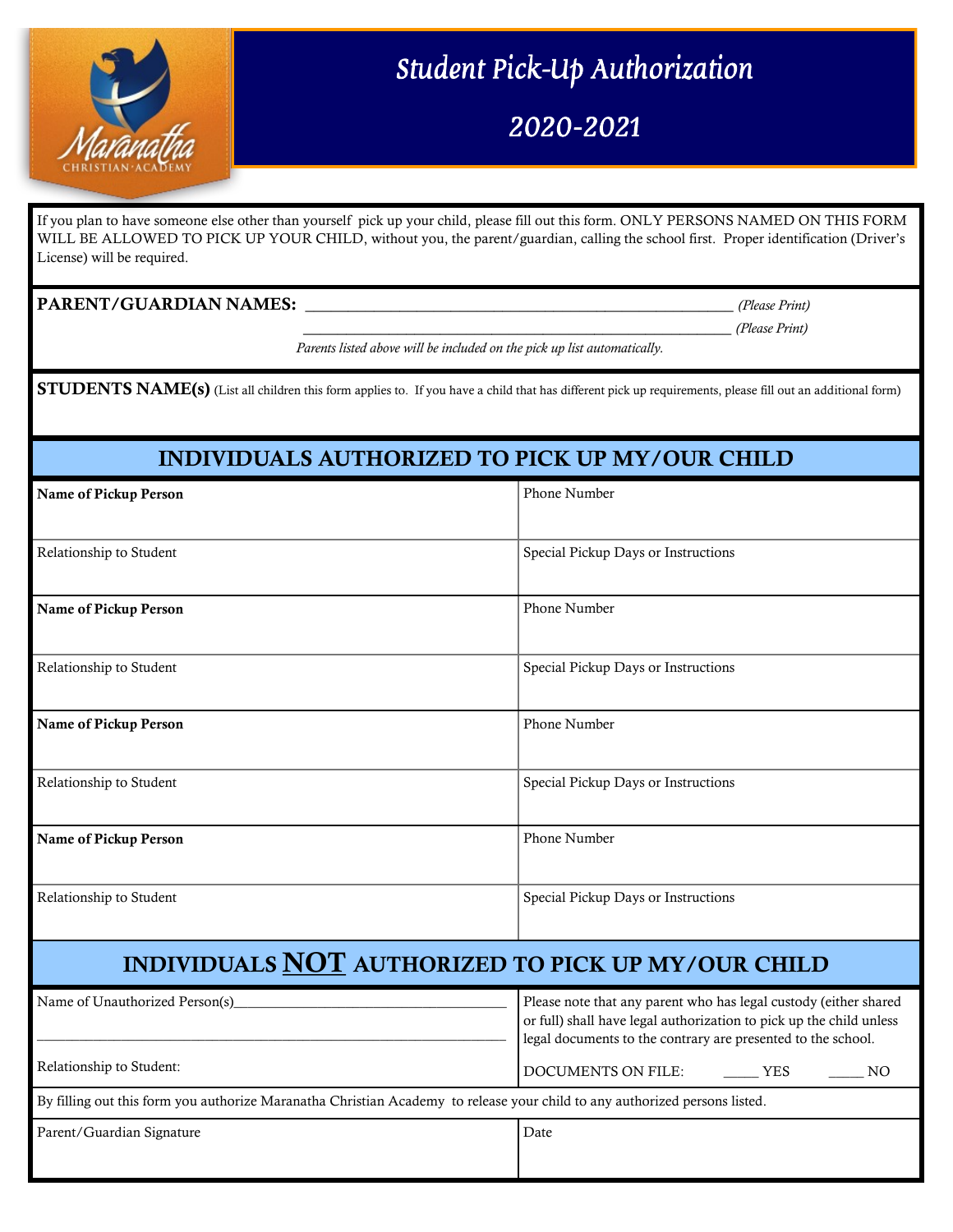# Student Pick-Up Authorization

## 2020-2021

If you plan to have someone else other than yourself pick up your child, please fill out this form. ONLY PERSONS NAMED ON THIS FORM WILL BE ALLOWED TO PICK UP YOUR CHILD, without you, the parent/guardian, calling the school first. Proper identification (Driver's License) will be required.

**PARENT/GUARDIAN NAMES:** ______________________________________________ *(Please Print)*

______________________________________________ *(Please Print)*

*Parents listed above will be included on the pick up list automatically.*

**STUDENTS NAME(s)** (List all children this form applies to. If you have a child that has different pick up requirements, please fill out an additional form)

## INDIVIDUALS AUTHORIZED TO PICK UP MY/OUR CHILD

| | |
|---|---|
| **Name of Pickup Person** | Phone Number |
| Relationship to Student | Special Pickup Days or Instructions |
| **Name of Pickup Person** | Phone Number |
| Relationship to Student | Special Pickup Days or Instructions |
| **Name of Pickup Person** | Phone Number |
| Relationship to Student | Special Pickup Days or Instructions |
| **Name of Pickup Person** | Phone Number |
| Relationship to Student | Special Pickup Days or Instructions |

## INDIVIDUALS NOT AUTHORIZED TO PICK UP MY/OUR CHILD

| | |
|---|---|
| Name of Unauthorized Person(s)______________________________ ______________________________________________ | Please note that any parent who has legal custody (either shared or full) shall have legal authorization to pick up the child unless legal documents to the contrary are presented to the school. |
| Relationship to Student: | DOCUMENTS ON FILE: _____ YES _____ NO |

By filling out this form you authorize Maranatha Christian Academy to release your child to any authorized persons listed.

| | |
|---|---|
| Parent/Guardian Signature | Date |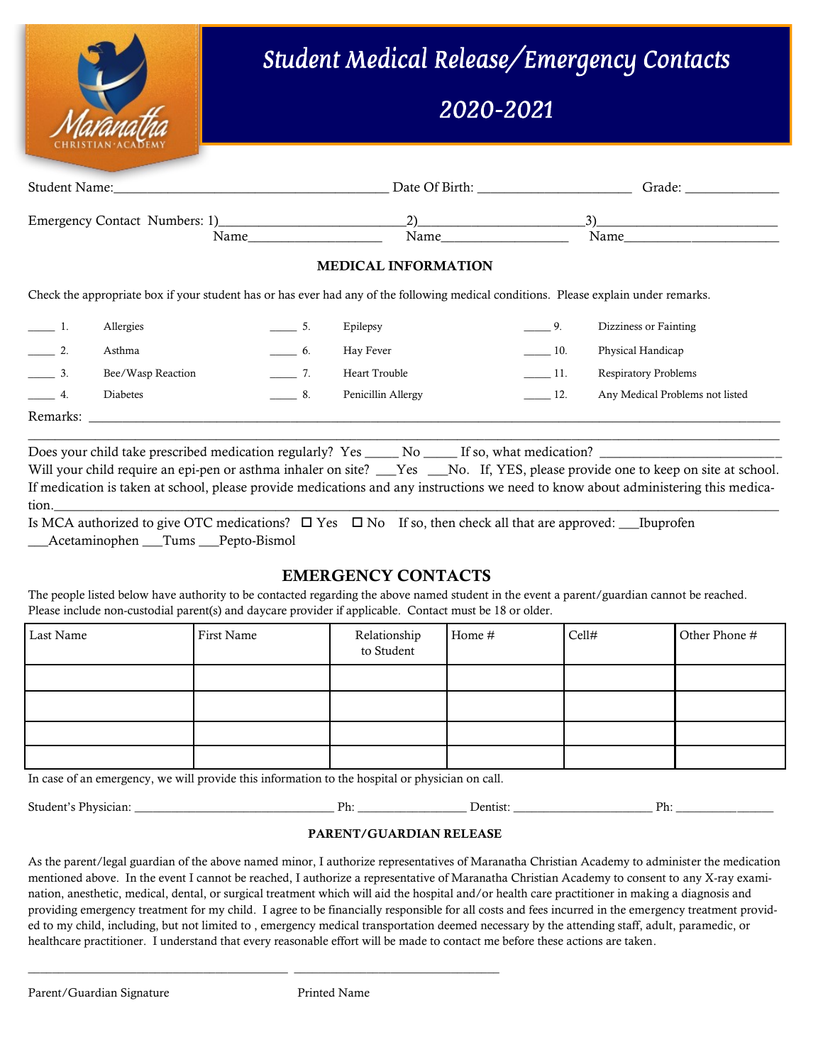# Student Medical Release/Emergency Contacts

## 2020-2021

Student Name:_______________________________________ Date Of Birth: ______________________ Grade: _____________

Emergency Contact Numbers: 1)__________________________ 2)______________________ 3)_________________________
Name____________________ Name__________________ Name______________________

### MEDICAL INFORMATION

Check the appropriate box if your student has or has ever had any of the following medical conditions. Please explain under remarks.

_____ 1. Allergies
_____ 2. Asthma
_____ 3. Bee/Wasp Reaction
_____ 4. Diabetes
_____ 5. Epilepsy
_____ 6. Hay Fever
_____ 7. Heart Trouble
_____ 8. Penicillin Allergy
_____ 9. Dizziness or Fainting
_____ 10. Physical Handicap
_____ 11. Respiratory Problems
_____ 12. Any Medical Problems not listed

Remarks: ____________________________________________________________________________________________________
________________________________________________________________________________________________________________

Does your child take prescribed medication regularly? Yes _____ No _____ If so, what medication? __________________________

Will your child require an epi-pen or asthma inhaler on site? ___Yes ___No. If, YES, please provide one to keep on site at school.

If medication is taken at school, please provide medications and any instructions we need to know about administering this medication.____________________________________________________________________________________________________

Is MCA authorized to give OTC medications? ☐ Yes ☐ No If so, then check all that are approved: ___Ibuprofen ___Acetaminophen ___Tums ___Pepto-Bismol

## EMERGENCY CONTACTS

The people listed below have authority to be contacted regarding the above named student in the event a parent/guardian cannot be reached. Please include non-custodial parent(s) and daycare provider if applicable. Contact must be 18 or older.

| Last Name | First Name | Relationship to Student | Home # | Cell# | Other Phone # |
|---|---|---|---|---|---|
| | | | | | |
| | | | | | |
| | | | | | |
| | | | | | |

In case of an emergency, we will provide this information to the hospital or physician on call.

Student's Physician: ________________________________ Ph: _________________ Dentist: ______________________ Ph: ________________

### PARENT/GUARDIAN RELEASE

As the parent/legal guardian of the above named minor, I authorize representatives of Maranatha Christian Academy to administer the medication mentioned above. In the event I cannot be reached, I authorize a representative of Maranatha Christian Academy to consent to any X-ray examination, anesthetic, medical, dental, or surgical treatment which will aid the hospital and/or health care practitioner in making a diagnosis and providing emergency treatment for my child. I agree to be financially responsible for all costs and fees incurred in the emergency treatment provided to my child, including, but not limited to , emergency medical transportation deemed necessary by the attending staff, adult, paramedic, or healthcare practitioner. I understand that every reasonable effort will be made to contact me before these actions are taken.

__________________________________________ _________________________________

Parent/Guardian Signature Printed Name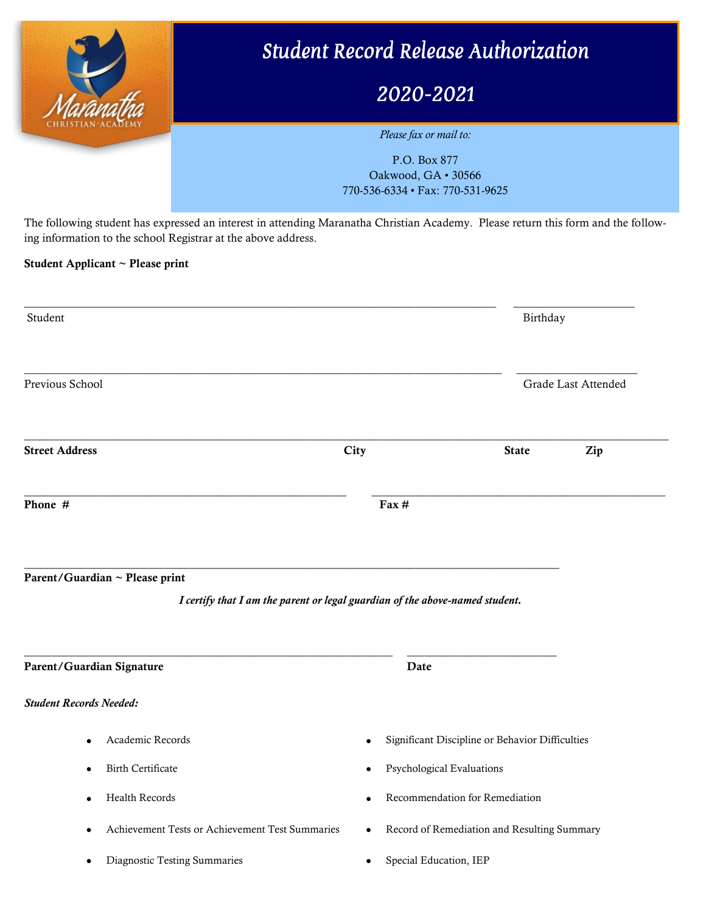# Student Record Release Authorization

## 2020-2021

*Please fax or mail to:*

P.O. Box 877
Oakwood, GA • 30566
770-536-6334 • Fax: 770-531-9625

The following student has expressed an interest in attending Maranatha Christian Academy. Please return this form and the following information to the school Registrar at the above address.

**Student Applicant ~ Please print**

\_\_\_\_\_\_\_\_\_\_\_\_\_\_\_\_\_\_\_\_\_\_\_\_\_\_\_\_\_\_\_\_\_\_\_\_\_\_\_\_\_\_\_\_\_\_\_\_ \_\_\_\_\_\_\_\_\_\_\_\_\_\_\_\_\_\_\_\_

Student Birthday

\_\_\_\_\_\_\_\_\_\_\_\_\_\_\_\_\_\_\_\_\_\_\_\_\_\_\_\_\_\_\_\_\_\_\_\_\_\_\_\_\_\_\_\_\_\_\_\_ \_\_\_\_\_\_\_\_\_\_\_\_\_\_\_\_\_\_\_\_

Previous School Grade Last Attended

\_\_\_\_\_\_\_\_\_\_\_\_\_\_\_\_\_\_\_\_\_\_\_\_\_\_\_\_\_\_\_\_\_\_\_\_\_\_\_\_\_\_\_\_\_\_\_\_\_\_\_\_\_\_\_\_\_\_\_\_\_\_\_\_\_\_\_\_\_\_

**Street Address** **City** **State** **Zip**

\_\_\_\_\_\_\_\_\_\_\_\_\_\_\_\_\_\_\_\_\_\_\_\_\_\_\_\_\_\_\_\_\_\_ \_\_\_\_\_\_\_\_\_\_\_\_\_\_\_\_\_\_\_\_\_\_\_\_\_\_\_\_\_\_\_\_\_\_

**Phone #** **Fax #**

\_\_\_\_\_\_\_\_\_\_\_\_\_\_\_\_\_\_\_\_\_\_\_\_\_\_\_\_\_\_\_\_\_\_\_\_\_\_\_\_\_\_\_\_\_\_\_\_\_\_\_\_\_\_\_\_

**Parent/Guardian ~ Please print**

***I certify that I am the parent or legal guardian of the above-named student.***

\_\_\_\_\_\_\_\_\_\_\_\_\_\_\_\_\_\_\_\_\_\_\_\_\_\_\_\_\_\_\_\_\_\_\_\_\_\_\_\_ \_\_\_\_\_\_\_\_\_\_\_\_\_\_\_\_\_\_\_\_

**Parent/Guardian Signature** **Date**

***Student Records Needed:***

- Academic Records
- Birth Certificate
- Health Records
- Achievement Tests or Achievement Test Summaries
- Diagnostic Testing Summaries
- Significant Discipline or Behavior Difficulties
- Psychological Evaluations
- Recommendation for Remediation
- Record of Remediation and Resulting Summary
- Special Education, IEP